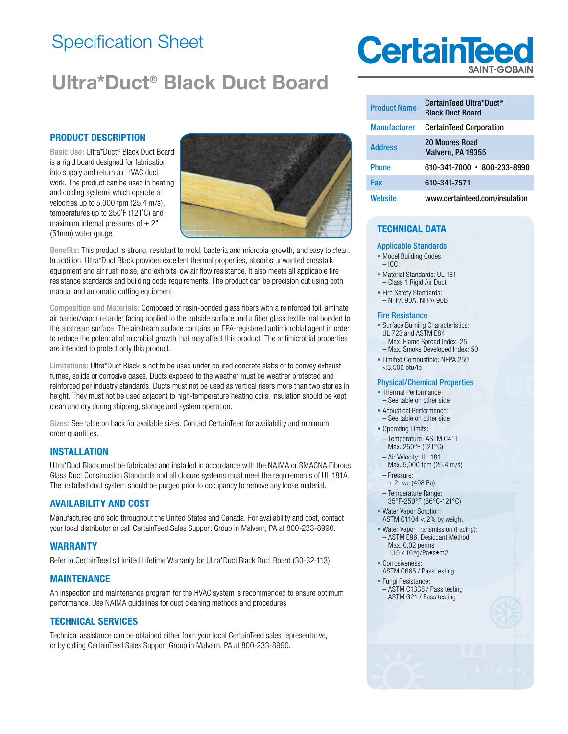# Specification Sheet

# Ultra*Duct® Black Duct Board

| Product Name | CertainTeed Ultra*Duct® Black Duct Board |
|---|---|
| Manufacturer | CertainTeed Corporation |
| Address | 20 Moores Road Malvern, PA 19355 |
| Phone | 610-341-7000 • 800-233-8990 |
| Fax | 610-341-7571 |
| Website | www.certainteed.com/insulation |

## PRODUCT DESCRIPTION

Basic Use: Ultra*Duct® Black Duct Board is a rigid board designed for fabrication into supply and return air HVAC duct work. The product can be used in heating and cooling systems which operate at velocities up to 5,000 fpm (25.4 m/s), temperatures up to 250˚F (121˚C) and maximum internal pressures of ± 2" (51mm) water gauge.

Benefits: This product is strong, resistant to mold, bacteria and microbial growth, and easy to clean. In addition, Ultra*Duct Black provides excellent thermal properties, absorbs unwanted crosstalk, equipment and air rush noise, and exhibits low air flow resistance. It also meets all applicable fire resistance standards and building code requirements. The product can be precision cut using both manual and automatic cutting equipment.

Composition and Materials: Composed of resin-bonded glass fibers with a reinforced foil laminate air barrier/vapor retarder facing applied to the outside surface and a fiber glass textile mat bonded to the airstream surface. The airstream surface contains an EPA-registered antimicrobial agent in order to reduce the potential of microbial growth that may affect this product. The antimicrobial properties are intended to protect only this product.

Limitations: Ultra*Duct Black is not to be used under poured concrete slabs or to convey exhaust fumes, solids or corrosive gases. Ducts exposed to the weather must be weather protected and reinforced per industry standards. Ducts must not be used as vertical risers more than two stories in height. They must not be used adjacent to high-temperature heating coils. Insulation should be kept clean and dry during shipping, storage and system operation.

Sizes: See table on back for available sizes. Contact CertainTeed for availability and minimum order quantities.

## INSTALLATION

Ultra*Duct Black must be fabricated and installed in accordance with the NAIMA or SMACNA Fibrous Glass Duct Construction Standards and all closure systems must meet the requirements of UL 181A. The installed duct system should be purged prior to occupancy to remove any loose material.

## AVAILABILITY AND COST

Manufactured and sold throughout the United States and Canada. For availability and cost, contact your local distributor or call CertainTeed Sales Support Group in Malvern, PA at 800-233-8990.

## WARRANTY

Refer to CertainTeed's Limited Lifetime Warranty for Ultra*Duct Black Duct Board (30-32-113).

## MAINTENANCE

An inspection and maintenance program for the HVAC system is recommended to ensure optimum performance. Use NAIMA guidelines for duct cleaning methods and procedures.

## TECHNICAL SERVICES

Technical assistance can be obtained either from your local CertainTeed sales representative, or by calling CertainTeed Sales Support Group in Malvern, PA at 800-233-8990.

## TECHNICAL DATA

### Applicable Standards

- Model Building Codes:
  – ICC
- Material Standards: UL 181
  – Class 1 Rigid Air Duct
- Fire Safety Standards:
  – NFPA 90A, NFPA 90B

### Fire Resistance

- Surface Burning Characteristics: UL 723 and ASTM E84
  – Max. Flame Spread Index: 25
  – Max. Smoke Developed Index: 50
- Limited Combustible: NFPA 259 <3,500 btu/lb

### Physical/Chemical Properties

- Thermal Performance:
  – See table on other side
- Acoustical Performance:
  – See table on other side
- Operating Limits:
  – Temperature: ASTM C411 Max. 250°F (121°C)
  – Air Velocity: UL 181 Max. 5,000 fpm (25.4 m/s)
  – Pressure: ± 2" wc (498 Pa)
  – Temperature Range: 35°F-250°F (66°C-121°C)
- Water Vapor Sorption: ASTM C1104 $\leq$ 2% by weight
- Water Vapor Transmission (Facing):
  – ASTM E96, Desiccant Method Max. 0.02 perms $1.15 \times 10^{-9}$g/Pa•s•m2
- Corrosiveness: ASTM C665 / Pass testing
- Fungi Resistance:
  – ASTM C1338 / Pass testing
  – ASTM G21 / Pass testing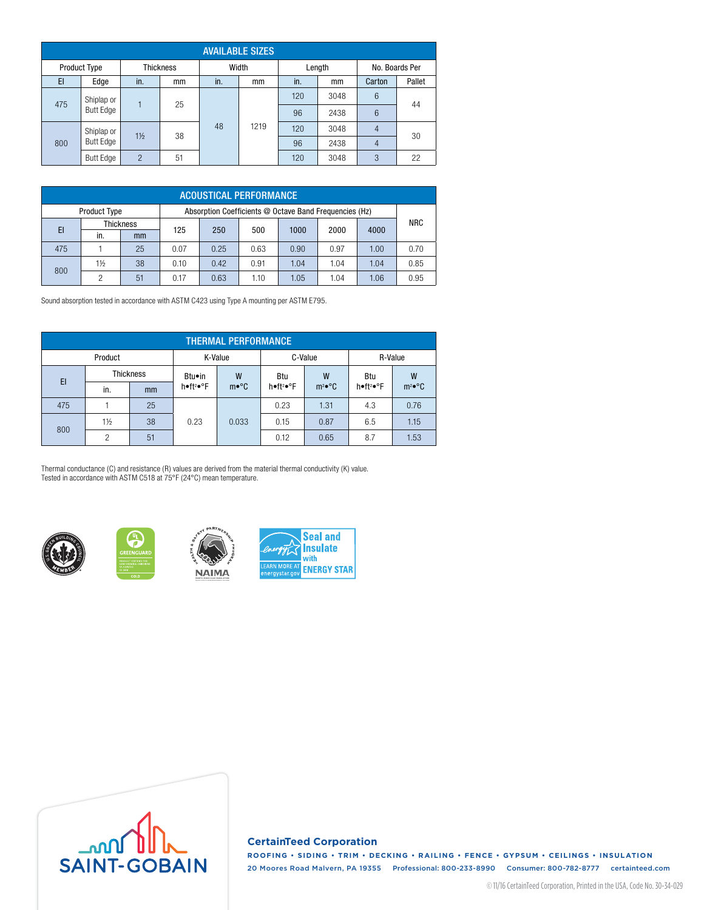## AVAILABLE SIZES

| Product Type | | Thickness | | Width | | Length | | No. Boards Per | |
|---|---|---|---|---|---|---|---|---|---|
| EI | Edge | in. | mm | in. | mm | in. | mm | Carton | Pallet |
| 475 | Shiplap or Butt Edge | 1 | 25 | 48 | 1219 | 120 | 3048 | 6 | 44 |
| | | | | | | 96 | 2438 | 6 | |
| 800 | Shiplap or Butt Edge | 1½ | 38 | | | 120 | 3048 | 4 | 30 |
| | | | | | | 96 | 2438 | 4 | |
| | Butt Edge | 2 | 51 | | | 120 | 3048 | 3 | 22 |

## ACOUSTICAL PERFORMANCE

| Product Type | | | Absorption Coefficients @ Octave Band Frequencies (Hz) | | | | | | NRC |
|---|---|---|---|---|---|---|---|---|---|
| EI | Thickness | | 125 | 250 | 500 | 1000 | 2000 | 4000 | |
| | in. | mm | | | | | | | |
| 475 | 1 | 25 | 0.07 | 0.25 | 0.63 | 0.90 | 0.97 | 1.00 | 0.70 |
| 800 | 1½ | 38 | 0.10 | 0.42 | 0.91 | 1.04 | 1.04 | 1.04 | 0.85 |
| | 2 | 51 | 0.17 | 0.63 | 1.10 | 1.05 | 1.04 | 1.06 | 0.95 |

Sound absorption tested in accordance with ASTM C423 using Type A mounting per ASTM E795.

## THERMAL PERFORMANCE

| Product | | | K-Value | | C-Value | | R-Value | |
|---|---|---|---|---|---|---|---|---|
| EI | Thickness | | Btu•in / h•ft²•°F | W / m•°C | Btu / h•ft²•°F | W / m²•°C | Btu / h•ft²•°F | W / m²•°C |
| | in. | mm | | | | | | |
| 475 | 1 | 25 | 0.23 | 0.033 | 0.23 | 1.31 | 4.3 | 0.76 |
| 800 | 1½ | 38 | | | 0.15 | 0.87 | 6.5 | 1.15 |
| | 2 | 51 | | | 0.12 | 0.65 | 8.7 | 1.53 |

Thermal conductance (C) and resistance (R) values are derived from the material thermal conductivity (K) value.
Tested in accordance with ASTM C518 at 75°F (24°C) mean temperature.

Seal and Insulate with ENERGY STAR — LEARN MORE AT energystar.gov

**CertainTeed Corporation**

ROOFING • SIDING • TRIM • DECKING • RAILING • FENCE • GYPSUM • CEILINGS • INSULATION

20 Moores Road Malvern, PA 19355  Professional: 800-233-8990  Consumer: 800-782-8777  certainteed.com

© 11/16 CertainTeed Corporation, Printed in the USA, Code No. 30-34-029